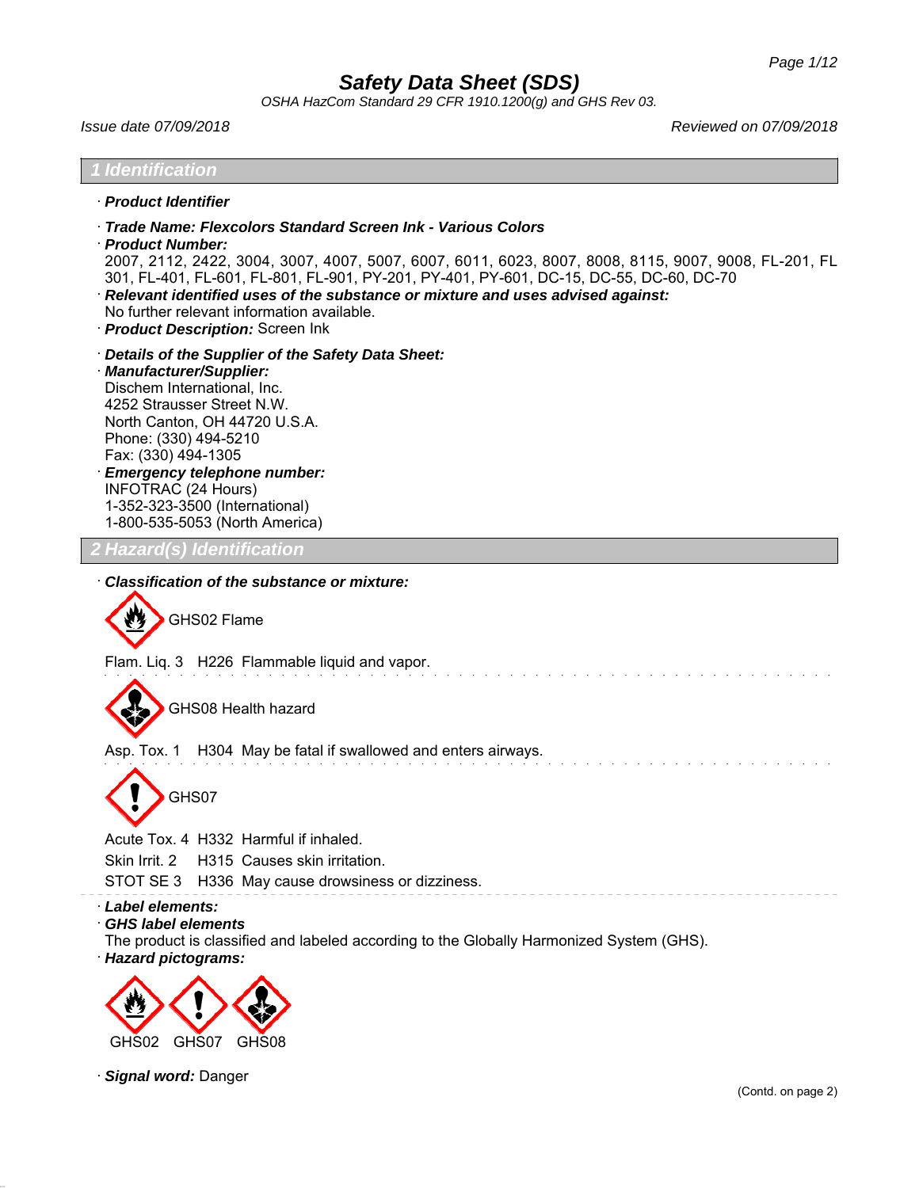# Safety Data Sheet (SDS)

*OSHA HazCom Standard 29 CFR 1910.1200(g) and GHS Rev 03.*

*Issue date 07/09/2018* *Reviewed on 07/09/2018*

## 1 Identification

· ***Product Identifier***

· ***Trade Name: Flexcolors Standard Screen Ink - Various Colors***

· ***Product Number:***
2007, 2112, 2422, 3004, 3007, 4007, 5007, 6007, 6011, 6023, 8007, 8008, 8115, 9007, 9008, FL-201, FL 301, FL-401, FL-601, FL-801, FL-901, PY-201, PY-401, PY-601, DC-15, DC-55, DC-60, DC-70

· ***Relevant identified uses of the substance or mixture and uses advised against:***
No further relevant information available.

· ***Product Description:*** Screen Ink

· ***Details of the Supplier of the Safety Data Sheet:***

· ***Manufacturer/Supplier:***
Dischem International, Inc.
4252 Strausser Street N.W.
North Canton, OH 44720 U.S.A.
Phone: (330) 494-5210
Fax: (330) 494-1305

· ***Emergency telephone number:***
INFOTRAC (24 Hours)
1-352-323-3500 (International)
1-800-535-5053 (North America)

## 2 Hazard(s) Identification

· ***Classification of the substance or mixture:***

GHS02 Flame

Flam. Liq. 3 H226 Flammable liquid and vapor.

GHS08 Health hazard

Asp. Tox. 1 H304 May be fatal if swallowed and enters airways.

GHS07

Acute Tox. 4 H332 Harmful if inhaled.
Skin Irrit. 2 H315 Causes skin irritation.
STOT SE 3 H336 May cause drowsiness or dizziness.

· ***Label elements:***

· ***GHS label elements***
The product is classified and labeled according to the Globally Harmonized System (GHS).

· ***Hazard pictograms:***

GHS02 GHS07 GHS08

· ***Signal word:*** Danger

(Contd. on page 2)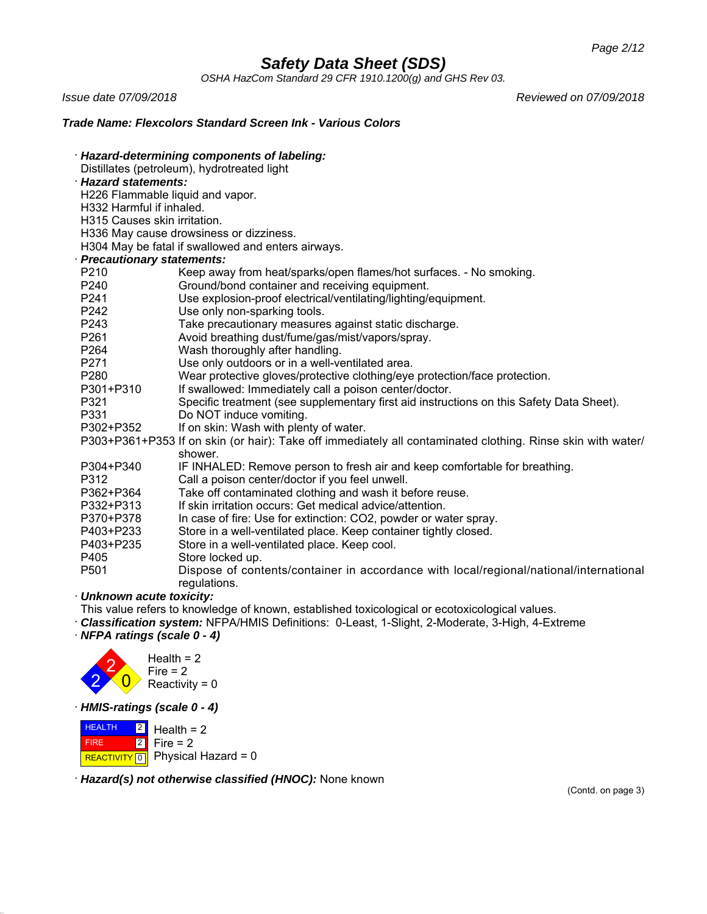# Safety Data Sheet (SDS)

*OSHA HazCom Standard 29 CFR 1910.1200(g) and GHS Rev 03.*

*Issue date 07/09/2018* *Reviewed on 07/09/2018*

***Trade Name: Flexcolors Standard Screen Ink - Various Colors***

· ***Hazard-determining components of labeling:***
Distillates (petroleum), hydrotreated light

· ***Hazard statements:***
H226 Flammable liquid and vapor.
H332 Harmful if inhaled.
H315 Causes skin irritation.
H336 May cause drowsiness or dizziness.
H304 May be fatal if swallowed and enters airways.

· ***Precautionary statements:***

| | |
|---|---|
| P210 | Keep away from heat/sparks/open flames/hot surfaces. - No smoking. |
| P240 | Ground/bond container and receiving equipment. |
| P241 | Use explosion-proof electrical/ventilating/lighting/equipment. |
| P242 | Use only non-sparking tools. |
| P243 | Take precautionary measures against static discharge. |
| P261 | Avoid breathing dust/fume/gas/mist/vapors/spray. |
| P264 | Wash thoroughly after handling. |
| P271 | Use only outdoors or in a well-ventilated area. |
| P280 | Wear protective gloves/protective clothing/eye protection/face protection. |
| P301+P310 | If swallowed: Immediately call a poison center/doctor. |
| P321 | Specific treatment (see supplementary first aid instructions on this Safety Data Sheet). |
| P331 | Do NOT induce vomiting. |
| P302+P352 | If on skin: Wash with plenty of water. |
| P303+P361+P353 | If on skin (or hair): Take off immediately all contaminated clothing. Rinse skin with water/shower. |
| P304+P340 | IF INHALED: Remove person to fresh air and keep comfortable for breathing. |
| P312 | Call a poison center/doctor if you feel unwell. |
| P362+P364 | Take off contaminated clothing and wash it before reuse. |
| P332+P313 | If skin irritation occurs: Get medical advice/attention. |
| P370+P378 | In case of fire: Use for extinction: $CO_2$, powder or water spray. |
| P403+P233 | Store in a well-ventilated place. Keep container tightly closed. |
| P403+P235 | Store in a well-ventilated place. Keep cool. |
| P405 | Store locked up. |
| P501 | Dispose of contents/container in accordance with local/regional/national/international regulations. |

· ***Unknown acute toxicity:***
This value refers to knowledge of known, established toxicological or ecotoxicological values.

· ***Classification system:*** NFPA/HMIS Definitions: 0-Least, 1-Slight, 2-Moderate, 3-High, 4-Extreme

· ***NFPA ratings (scale 0 - 4)***

Health = 2
Fire = 2
Reactivity = 0

· ***HMIS-ratings (scale 0 - 4)***

| | | |
|---|---|---|
| HEALTH | 2 | Health = 2 |
| FIRE | 2 | Fire = 2 |
| REACTIVITY | 0 | Physical Hazard = 0 |

· ***Hazard(s) not otherwise classified (HNOC):*** None known

(Contd. on page 3)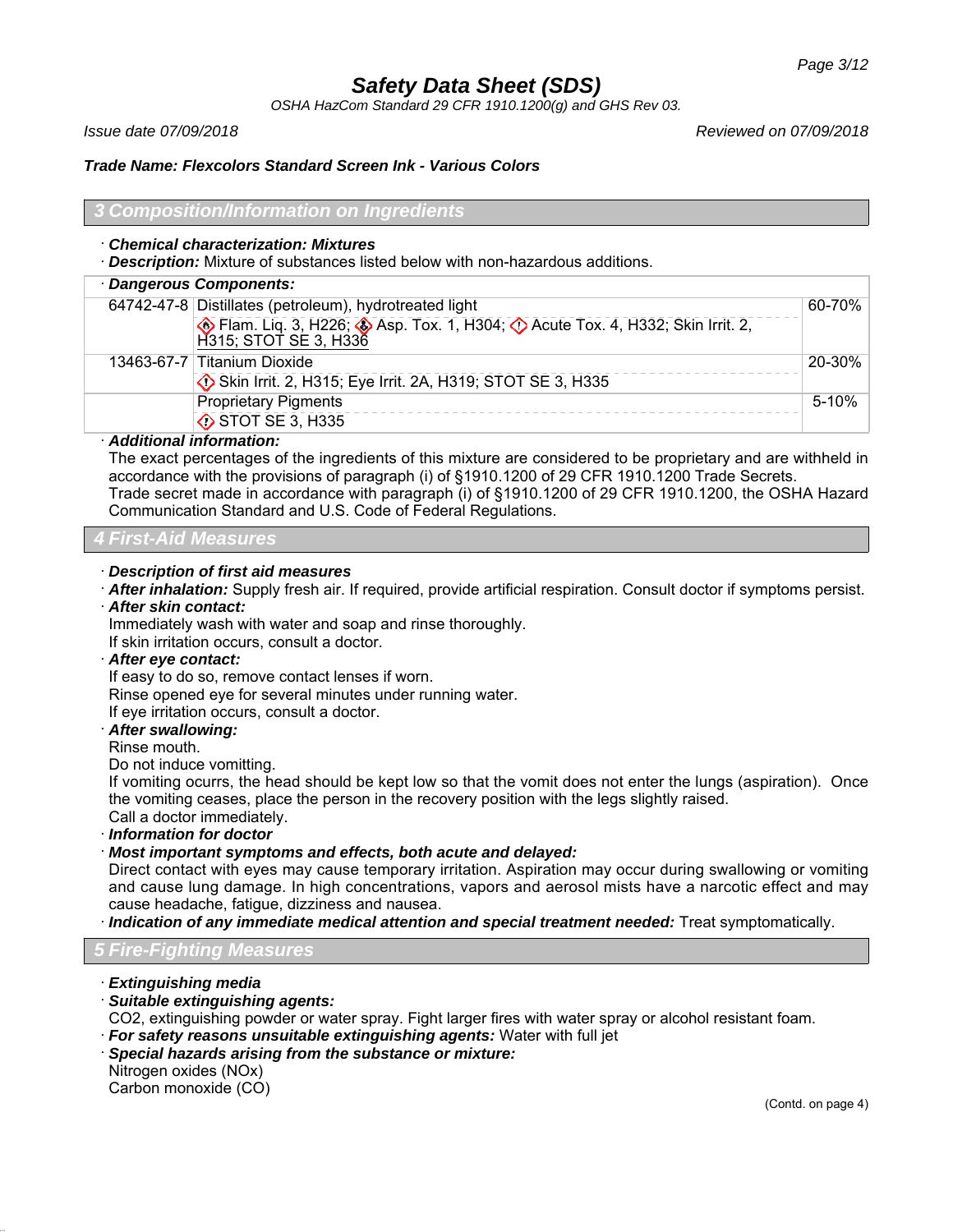# Safety Data Sheet (SDS)

*OSHA HazCom Standard 29 CFR 1910.1200(g) and GHS Rev 03.*

*Issue date 07/09/2018* *Reviewed on 07/09/2018*

***Trade Name: Flexcolors Standard Screen Ink - Various Colors***

## 3 Composition/Information on Ingredients

· ***Chemical characterization: Mixtures***

· ***Description:*** Mixture of substances listed below with non-hazardous additions.

| · ***Dangerous Components:*** | | |
|---|---|---|
| 64742-47-8 | Distillates (petroleum), hydrotreated light<br>Flam. Liq. 3, H226; Asp. Tox. 1, H304; Acute Tox. 4, H332; Skin Irrit. 2, H315; STOT SE 3, H336 | 60-70% |
| 13463-67-7 | Titanium Dioxide<br>Skin Irrit. 2, H315; Eye Irrit. 2A, H319; STOT SE 3, H335 | 20-30% |
| | Proprietary Pigments<br>STOT SE 3, H335 | 5-10% |

· ***Additional information:***

The exact percentages of the ingredients of this mixture are considered to be proprietary and are withheld in accordance with the provisions of paragraph (i) of §1910.1200 of 29 CFR 1910.1200 Trade Secrets.

Trade secret made in accordance with paragraph (i) of §1910.1200 of 29 CFR 1910.1200, the OSHA Hazard Communication Standard and U.S. Code of Federal Regulations.

## 4 First-Aid Measures

· ***Description of first aid measures***

· ***After inhalation:*** Supply fresh air. If required, provide artificial respiration. Consult doctor if symptoms persist.

· ***After skin contact:***

Immediately wash with water and soap and rinse thoroughly.

If skin irritation occurs, consult a doctor.

· ***After eye contact:***

If easy to do so, remove contact lenses if worn.

Rinse opened eye for several minutes under running water.

If eye irritation occurs, consult a doctor.

· ***After swallowing:***

Rinse mouth.

Do not induce vomitting.

If vomiting ocurrs, the head should be kept low so that the vomit does not enter the lungs (aspiration). Once the vomiting ceases, place the person in the recovery position with the legs slightly raised.

Call a doctor immediately.

· ***Information for doctor***

· ***Most important symptoms and effects, both acute and delayed:***

Direct contact with eyes may cause temporary irritation. Aspiration may occur during swallowing or vomiting and cause lung damage. In high concentrations, vapors and aerosol mists have a narcotic effect and may cause headache, fatigue, dizziness and nausea.

· ***Indication of any immediate medical attention and special treatment needed:*** Treat symptomatically.

## 5 Fire-Fighting Measures

· ***Extinguishing media***

· ***Suitable extinguishing agents:***

$CO_2$, extinguishing powder or water spray. Fight larger fires with water spray or alcohol resistant foam.

· ***For safety reasons unsuitable extinguishing agents:*** Water with full jet

· ***Special hazards arising from the substance or mixture:***

Nitrogen oxides ($NO_x$)

Carbon monoxide (CO)

(Contd. on page 4)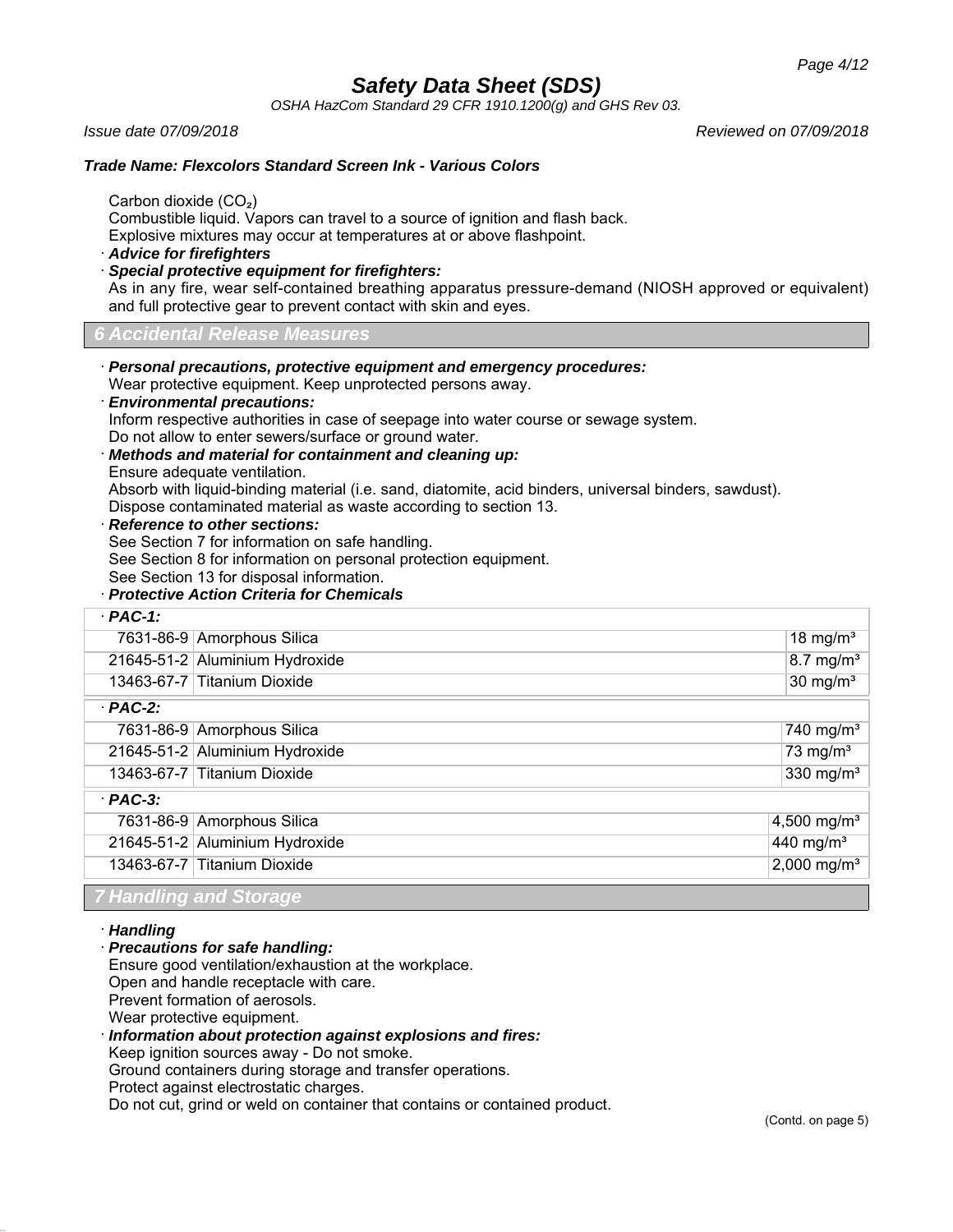Carbon dioxide ($CO_2$)
Combustible liquid. Vapors can travel to a source of ignition and flash back.
Explosive mixtures may occur at temperatures at or above flashpoint.

· ***Advice for firefighters***
· ***Special protective equipment for firefighters:***
As in any fire, wear self-contained breathing apparatus pressure-demand (NIOSH approved or equivalent) and full protective gear to prevent contact with skin and eyes.

## 6 Accidental Release Measures

· ***Personal precautions, protective equipment and emergency procedures:***
Wear protective equipment. Keep unprotected persons away.
· ***Environmental precautions:***
Inform respective authorities in case of seepage into water course or sewage system.
Do not allow to enter sewers/surface or ground water.
· ***Methods and material for containment and cleaning up:***
Ensure adequate ventilation.
Absorb with liquid-binding material (i.e. sand, diatomite, acid binders, universal binders, sawdust).
Dispose contaminated material as waste according to section 13.
· ***Reference to other sections:***
See Section 7 for information on safe handling.
See Section 8 for information on personal protection equipment.
See Section 13 for disposal information.
· ***Protective Action Criteria for Chemicals***

| · **PAC-1:** | | |
|---|---|---|
| 7631-86-9 | Amorphous Silica | 18 mg/m³ |
| 21645-51-2 | Aluminium Hydroxide | 8.7 mg/m³ |
| 13463-67-7 | Titanium Dioxide | 30 mg/m³ |
| · **PAC-2:** | | |
| 7631-86-9 | Amorphous Silica | 740 mg/m³ |
| 21645-51-2 | Aluminium Hydroxide | 73 mg/m³ |
| 13463-67-7 | Titanium Dioxide | 330 mg/m³ |
| · **PAC-3:** | | |
| 7631-86-9 | Amorphous Silica | 4,500 mg/m³ |
| 21645-51-2 | Aluminium Hydroxide | 440 mg/m³ |
| 13463-67-7 | Titanium Dioxide | 2,000 mg/m³ |

## 7 Handling and Storage

· ***Handling***
· ***Precautions for safe handling:***
Ensure good ventilation/exhaustion at the workplace.
Open and handle receptacle with care.
Prevent formation of aerosols.
Wear protective equipment.
· ***Information about protection against explosions and fires:***
Keep ignition sources away - Do not smoke.
Ground containers during storage and transfer operations.
Protect against electrostatic charges.
Do not cut, grind or weld on container that contains or contained product.

(Contd. on page 5)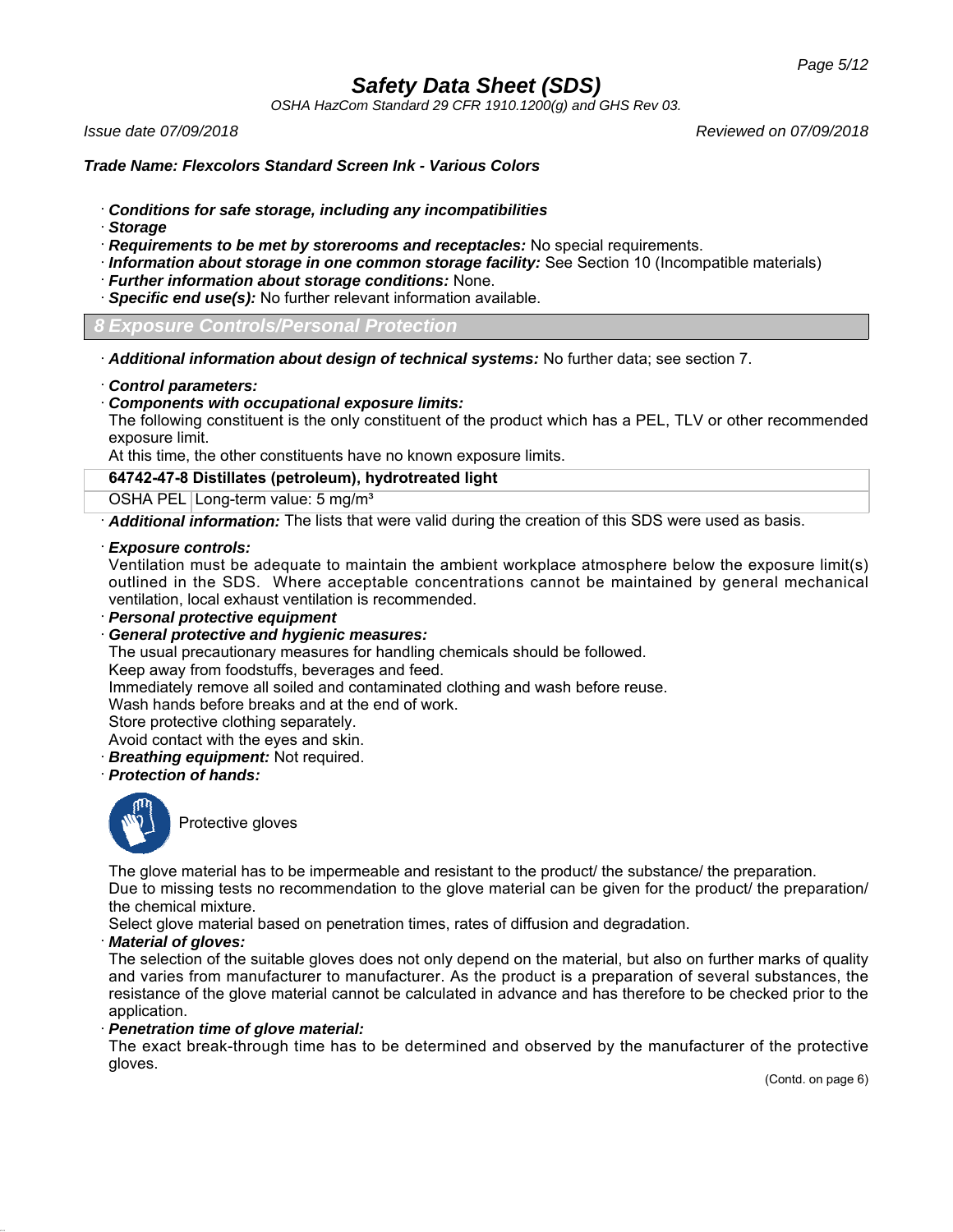# Safety Data Sheet (SDS)

*OSHA HazCom Standard 29 CFR 1910.1200(g) and GHS Rev 03.*

*Issue date 07/09/2018* | *Reviewed on 07/09/2018*

***Trade Name: Flexcolors Standard Screen Ink - Various Colors***

· ***Conditions for safe storage, including any incompatibilities***
· ***Storage***
· ***Requirements to be met by storerooms and receptacles:*** No special requirements.
· ***Information about storage in one common storage facility:*** See Section 10 (Incompatible materials)
· ***Further information about storage conditions:*** None.
· ***Specific end use(s):*** No further relevant information available.

## 8 Exposure Controls/Personal Protection

· ***Additional information about design of technical systems:*** No further data; see section 7.

· ***Control parameters:***
· ***Components with occupational exposure limits:***
The following constituent is the only constituent of the product which has a PEL, TLV or other recommended exposure limit.
At this time, the other constituents have no known exposure limits.

| **64742-47-8 Distillates (petroleum), hydrotreated light** | |
|---|---|
| OSHA PEL | Long-term value: 5 mg/m³ |

· ***Additional information:*** The lists that were valid during the creation of this SDS were used as basis.

· ***Exposure controls:***
Ventilation must be adequate to maintain the ambient workplace atmosphere below the exposure limit(s) outlined in the SDS. Where acceptable concentrations cannot be maintained by general mechanical ventilation, local exhaust ventilation is recommended.
· ***Personal protective equipment***
· ***General protective and hygienic measures:***
The usual precautionary measures for handling chemicals should be followed.
Keep away from foodstuffs, beverages and feed.
Immediately remove all soiled and contaminated clothing and wash before reuse.
Wash hands before breaks and at the end of work.
Store protective clothing separately.
Avoid contact with the eyes and skin.
· ***Breathing equipment:*** Not required.
· ***Protection of hands:***

Protective gloves

The glove material has to be impermeable and resistant to the product/ the substance/ the preparation.
Due to missing tests no recommendation to the glove material can be given for the product/ the preparation/ the chemical mixture.
Select glove material based on penetration times, rates of diffusion and degradation.
· ***Material of gloves:***
The selection of the suitable gloves does not only depend on the material, but also on further marks of quality and varies from manufacturer to manufacturer. As the product is a preparation of several substances, the resistance of the glove material cannot be calculated in advance and has therefore to be checked prior to the application.
· ***Penetration time of glove material:***
The exact break-through time has to be determined and observed by the manufacturer of the protective gloves.

(Contd. on page 6)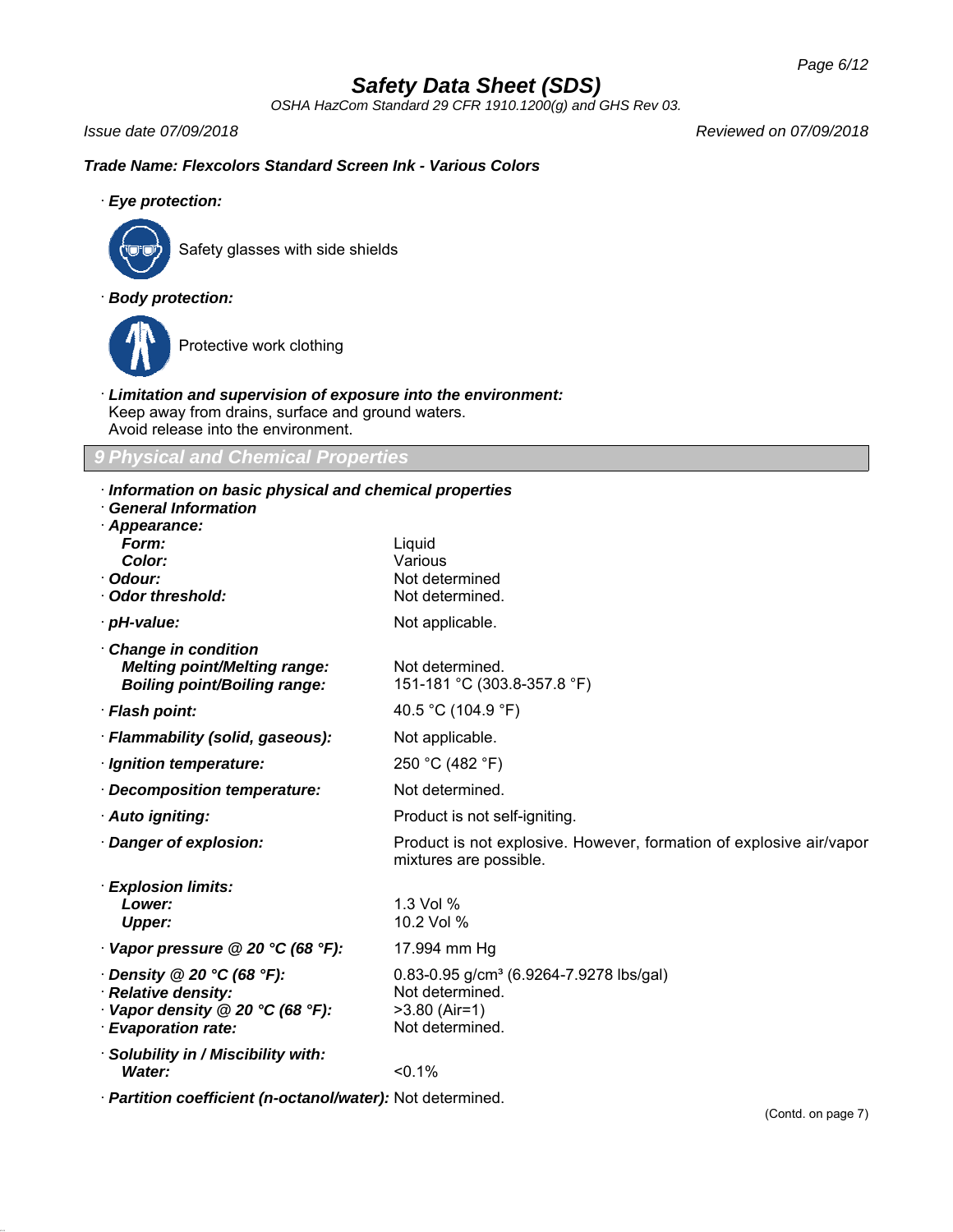**Trade Name: Flexcolors Standard Screen Ink - Various Colors**

· **Eye protection:**

Safety glasses with side shields

· **Body protection:**

Protective work clothing

· **Limitation and supervision of exposure into the environment:**
Keep away from drains, surface and ground waters.
Avoid release into the environment.

## 9 Physical and Chemical Properties

· **Information on basic physical and chemical properties**
· **General Information**

| | |
|---|---|
| · **Appearance:** | |
| **Form:** | Liquid |
| **Color:** | Various |
| · **Odour:** | Not determined |
| · **Odor threshold:** | Not determined. |
| · **pH-value:** | Not applicable. |
| · **Change in condition** | |
| **Melting point/Melting range:** | Not determined. |
| **Boiling point/Boiling range:** | 151-181 °C (303.8-357.8 °F) |
| · **Flash point:** | 40.5 °C (104.9 °F) |
| · **Flammability (solid, gaseous):** | Not applicable. |
| · **Ignition temperature:** | 250 °C (482 °F) |
| · **Decomposition temperature:** | Not determined. |
| · **Auto igniting:** | Product is not self-igniting. |
| · **Danger of explosion:** | Product is not explosive. However, formation of explosive air/vapor mixtures are possible. |
| · **Explosion limits:** | |
| **Lower:** | 1.3 Vol % |
| **Upper:** | 10.2 Vol % |
| · **Vapor pressure @ 20 °C (68 °F):** | 17.994 mm Hg |
| · **Density @ 20 °C (68 °F):** | 0.83-0.95 g/cm³ (6.9264-7.9278 lbs/gal) |
| · **Relative density:** | Not determined. |
| · **Vapor density @ 20 °C (68 °F):** | >3.80 (Air=1) |
| · **Evaporation rate:** | Not determined. |
| · **Solubility in / Miscibility with:** | |
| **Water:** | <0.1% |
| · **Partition coefficient (n-octanol/water):** | Not determined. |

(Contd. on page 7)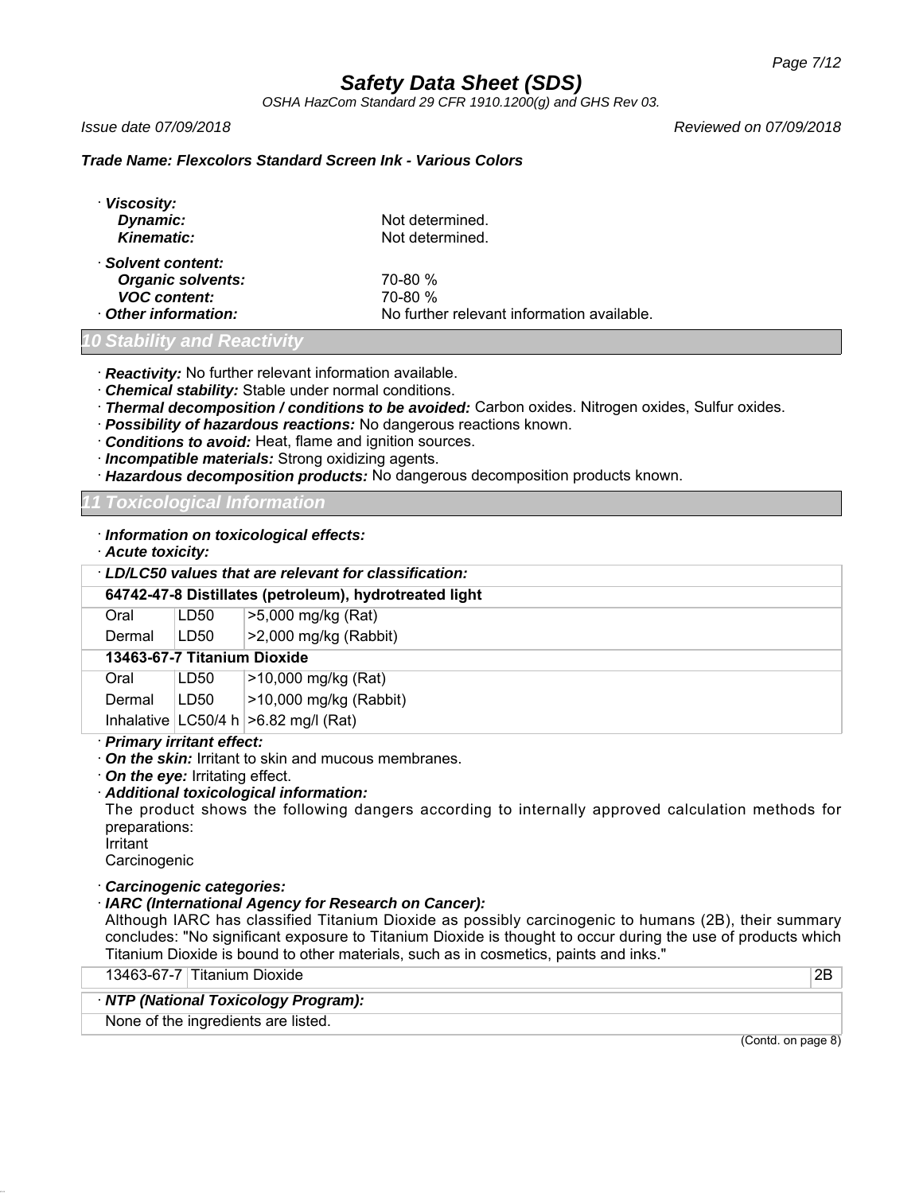*Trade Name: Flexcolors Standard Screen Ink - Various Colors*

· ***Viscosity:***
  - ***Dynamic:*** Not determined.
  - ***Kinematic:*** Not determined.

· ***Solvent content:***
  - ***Organic solvents:*** 70-80 %
  - ***VOC content:*** 70-80 %

· ***Other information:*** No further relevant information available.

## *10 Stability and Reactivity*

· ***Reactivity:*** No further relevant information available.
· ***Chemical stability:*** Stable under normal conditions.
· ***Thermal decomposition / conditions to be avoided:*** Carbon oxides. Nitrogen oxides, Sulfur oxides.
· ***Possibility of hazardous reactions:*** No dangerous reactions known.
· ***Conditions to avoid:*** Heat, flame and ignition sources.
· ***Incompatible materials:*** Strong oxidizing agents.
· ***Hazardous decomposition products:*** No dangerous decomposition products known.

## *11 Toxicological Information*

· ***Information on toxicological effects:***
· ***Acute toxicity:***

| · ***LD/LC50 values that are relevant for classification:*** | | |
|---|---|---|
| **64742-47-8 Distillates (petroleum), hydrotreated light** | | |
| Oral | LD50 | >5,000 mg/kg (Rat) |
| Dermal | LD50 | >2,000 mg/kg (Rabbit) |
| **13463-67-7 Titanium Dioxide** | | |
| Oral | LD50 | >10,000 mg/kg (Rat) |
| Dermal | LD50 | >10,000 mg/kg (Rabbit) |
| Inhalative | LC50/4 h | >6.82 mg/l (Rat) |

· ***Primary irritant effect:***
· ***On the skin:*** Irritant to skin and mucous membranes.
· ***On the eye:*** Irritating effect.
· ***Additional toxicological information:***
The product shows the following dangers according to internally approved calculation methods for preparations:
Irritant
Carcinogenic

· ***Carcinogenic categories:***
· ***IARC (International Agency for Research on Cancer):***
Although IARC has classified Titanium Dioxide as possibly carcinogenic to humans (2B), their summary concludes: "No significant exposure to Titanium Dioxide is thought to occur during the use of products which Titanium Dioxide is bound to other materials, such as in cosmetics, paints and inks."

| 13463-67-7 | Titanium Dioxide | 2B |
|---|---|---|

| · ***NTP (National Toxicology Program):*** |
|---|
| None of the ingredients are listed. |

(Contd. on page 8)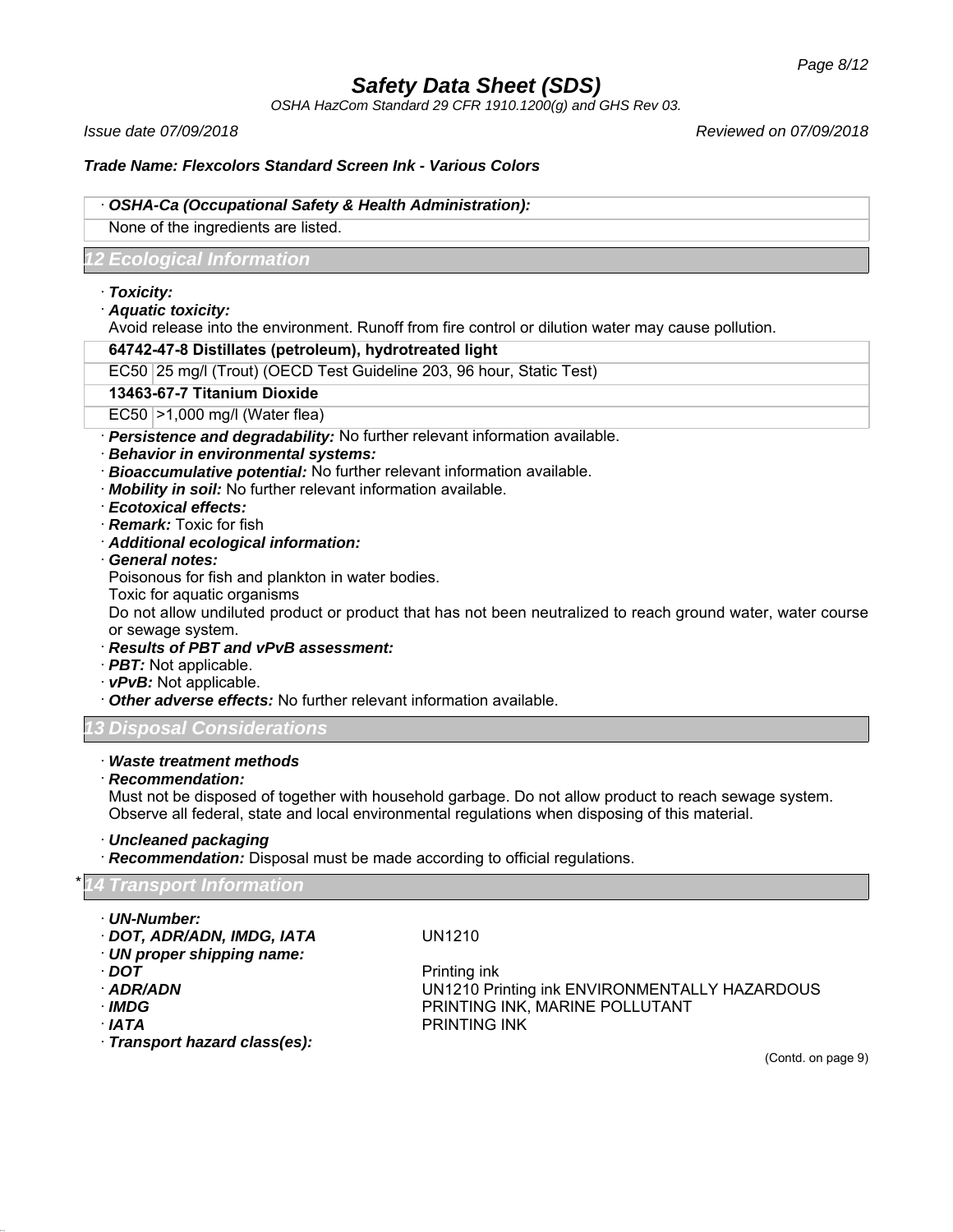· ***OSHA-Ca (Occupational Safety & Health Administration):***

None of the ingredients are listed.

## 12 Ecological Information

· ***Toxicity:***

· ***Aquatic toxicity:***

Avoid release into the environment. Runoff from fire control or dilution water may cause pollution.

| **64742-47-8 Distillates (petroleum), hydrotreated light** | |
|---|---|
| EC50 | 25 mg/l (Trout) (OECD Test Guideline 203, 96 hour, Static Test) |
| **13463-67-7 Titanium Dioxide** | |
| EC50 | >1,000 mg/l (Water flea) |

· ***Persistence and degradability:*** No further relevant information available.

· ***Behavior in environmental systems:***

· ***Bioaccumulative potential:*** No further relevant information available.

· ***Mobility in soil:*** No further relevant information available.

· ***Ecotoxical effects:***

· ***Remark:*** Toxic for fish

· ***Additional ecological information:***

· ***General notes:***

Poisonous for fish and plankton in water bodies.

Toxic for aquatic organisms

Do not allow undiluted product or product that has not been neutralized to reach ground water, water course or sewage system.

· ***Results of PBT and vPvB assessment:***

· ***PBT:*** Not applicable.

· ***vPvB:*** Not applicable.

· ***Other adverse effects:*** No further relevant information available.

## 13 Disposal Considerations

· ***Waste treatment methods***

· ***Recommendation:***

Must not be disposed of together with household garbage. Do not allow product to reach sewage system. Observe all federal, state and local environmental regulations when disposing of this material.

· ***Uncleaned packaging***

· ***Recommendation:*** Disposal must be made according to official regulations.

## * 14 Transport Information

· ***UN-Number:***

· ***DOT, ADR/ADN, IMDG, IATA*** UN1210

· ***UN proper shipping name:***

· ***DOT*** Printing ink

· ***ADR/ADN*** UN1210 Printing ink ENVIRONMENTALLY HAZARDOUS

· ***IMDG*** PRINTING INK, MARINE POLLUTANT

· ***IATA*** PRINTING INK

· ***Transport hazard class(es):***

(Contd. on page 9)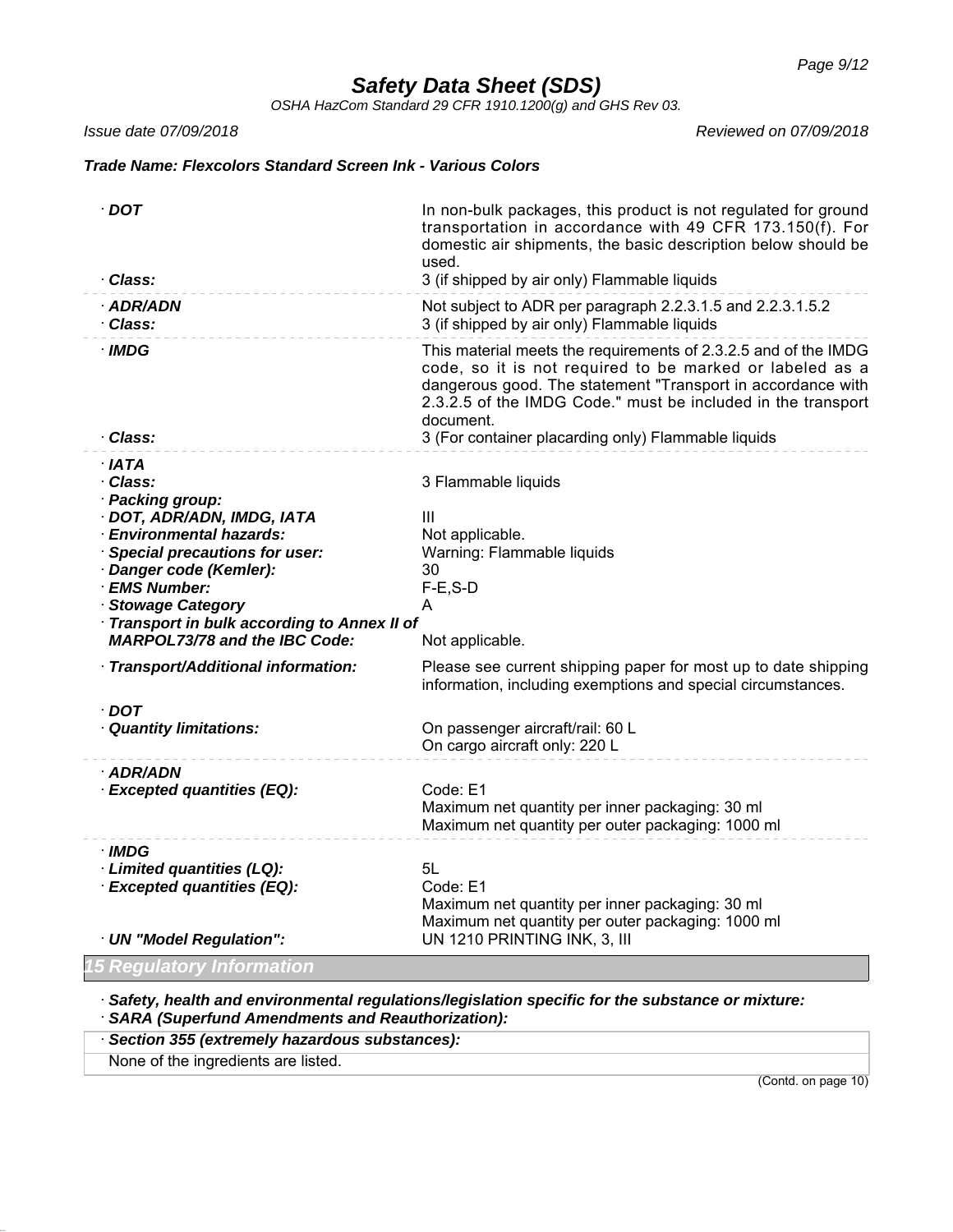# Safety Data Sheet (SDS)

*OSHA HazCom Standard 29 CFR 1910.1200(g) and GHS Rev 03.*

*Issue date 07/09/2018* *Reviewed on 07/09/2018*

***Trade Name: Flexcolors Standard Screen Ink - Various Colors***

| | |
|---|---|
| · **DOT** | In non-bulk packages, this product is not regulated for ground transportation in accordance with 49 CFR 173.150(f). For domestic air shipments, the basic description below should be used. |
| · **Class:** | 3 (if shipped by air only) Flammable liquids |
| · **ADR/ADN** | Not subject to ADR per paragraph 2.2.3.1.5 and 2.2.3.1.5.2 |
| · **Class:** | 3 (if shipped by air only) Flammable liquids |
| · **IMDG** | This material meets the requirements of 2.3.2.5 and of the IMDG code, so it is not required to be marked or labeled as a dangerous good. The statement "Transport in accordance with 2.3.2.5 of the IMDG Code." must be included in the transport document. |
| · **Class:** | 3 (For container placarding only) Flammable liquids |
| · **IATA** | |
| · **Class:** | 3 Flammable liquids |
| · **Packing group:** | |
| · **DOT, ADR/ADN, IMDG, IATA** | III |
| · **Environmental hazards:** | Not applicable. |
| · **Special precautions for user:** | Warning: Flammable liquids |
| · **Danger code (Kemler):** | 30 |
| · **EMS Number:** | F-E,S-D |
| · **Stowage Category** | A |
| · **Transport in bulk according to Annex II of MARPOL73/78 and the IBC Code:** | Not applicable. |
| · **Transport/Additional information:** | Please see current shipping paper for most up to date shipping information, including exemptions and special circumstances. |
| · **DOT** | |
| · **Quantity limitations:** | On passenger aircraft/rail: 60 L<br>On cargo aircraft only: 220 L |
| · **ADR/ADN** | |
| · **Excepted quantities (EQ):** | Code: E1<br>Maximum net quantity per inner packaging: 30 ml<br>Maximum net quantity per outer packaging: 1000 ml |
| · **IMDG** | |
| · **Limited quantities (LQ):** | 5L |
| · **Excepted quantities (EQ):** | Code: E1<br>Maximum net quantity per inner packaging: 30 ml<br>Maximum net quantity per outer packaging: 1000 ml |
| · **UN "Model Regulation":** | UN 1210 PRINTING INK, 3, III |

## 15 Regulatory Information

· ***Safety, health and environmental regulations/legislation specific for the substance or mixture:***

· ***SARA (Superfund Amendments and Reauthorization):***

· ***Section 355 (extremely hazardous substances):***

None of the ingredients are listed.

(Contd. on page 10)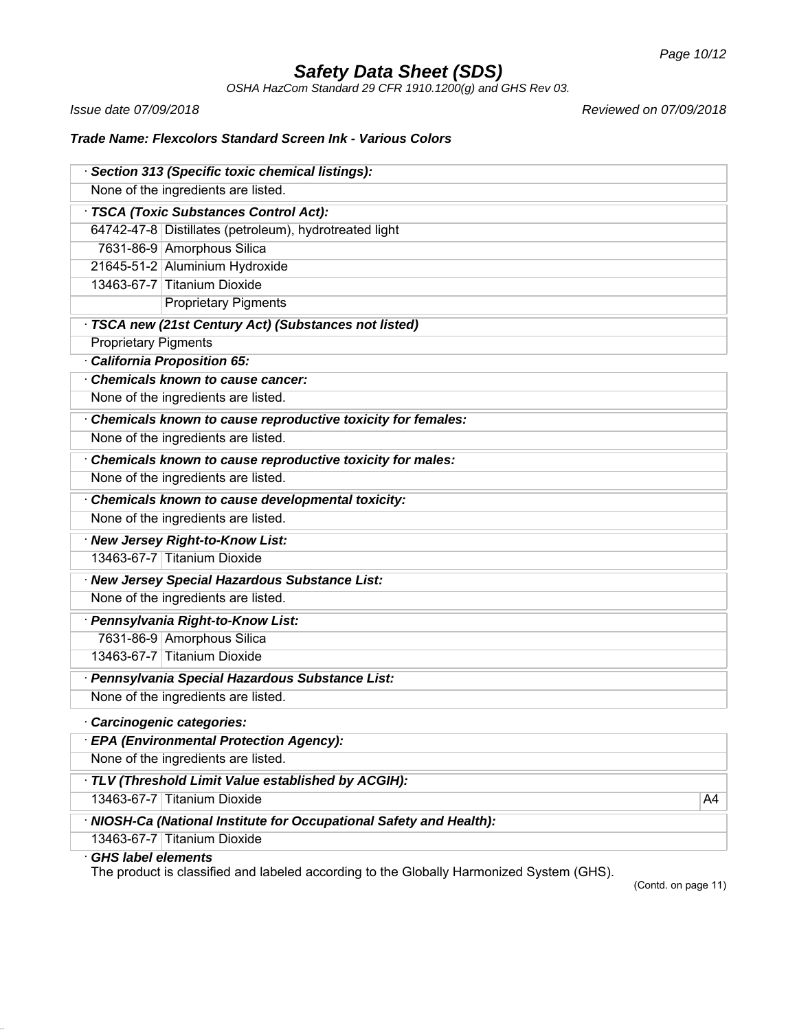## Safety Data Sheet (SDS)

*OSHA HazCom Standard 29 CFR 1910.1200(g) and GHS Rev 03.*

*Issue date 07/09/2018* *Reviewed on 07/09/2018*

**Trade Name: Flexcolors Standard Screen Ink - Various Colors**

**· Section 313 (Specific toxic chemical listings):**

None of the ingredients are listed.

**· TSCA (Toxic Substances Control Act):**

| | |
|---|---|
| 64742-47-8 | Distillates (petroleum), hydrotreated light |
| 7631-86-9 | Amorphous Silica |
| 21645-51-2 | Aluminium Hydroxide |
| 13463-67-7 | Titanium Dioxide |
| | Proprietary Pigments |

**· TSCA new (21st Century Act) (Substances not listed)**

Proprietary Pigments

**· California Proposition 65:**

**· Chemicals known to cause cancer:**

None of the ingredients are listed.

**· Chemicals known to cause reproductive toxicity for females:**

None of the ingredients are listed.

**· Chemicals known to cause reproductive toxicity for males:**

None of the ingredients are listed.

**· Chemicals known to cause developmental toxicity:**

None of the ingredients are listed.

**· New Jersey Right-to-Know List:**

| | |
|---|---|
| 13463-67-7 | Titanium Dioxide |

**· New Jersey Special Hazardous Substance List:**

None of the ingredients are listed.

**· Pennsylvania Right-to-Know List:**

| | |
|---|---|
| 7631-86-9 | Amorphous Silica |
| 13463-67-7 | Titanium Dioxide |

**· Pennsylvania Special Hazardous Substance List:**

None of the ingredients are listed.

**· Carcinogenic categories:**

**· EPA (Environmental Protection Agency):**

None of the ingredients are listed.

**· TLV (Threshold Limit Value established by ACGIH):**

| | | |
|---|---|---|
| 13463-67-7 | Titanium Dioxide | A4 |

**· NIOSH-Ca (National Institute for Occupational Safety and Health):**

| | |
|---|---|
| 13463-67-7 | Titanium Dioxide |

**· GHS label elements**

The product is classified and labeled according to the Globally Harmonized System (GHS).

(Contd. on page 11)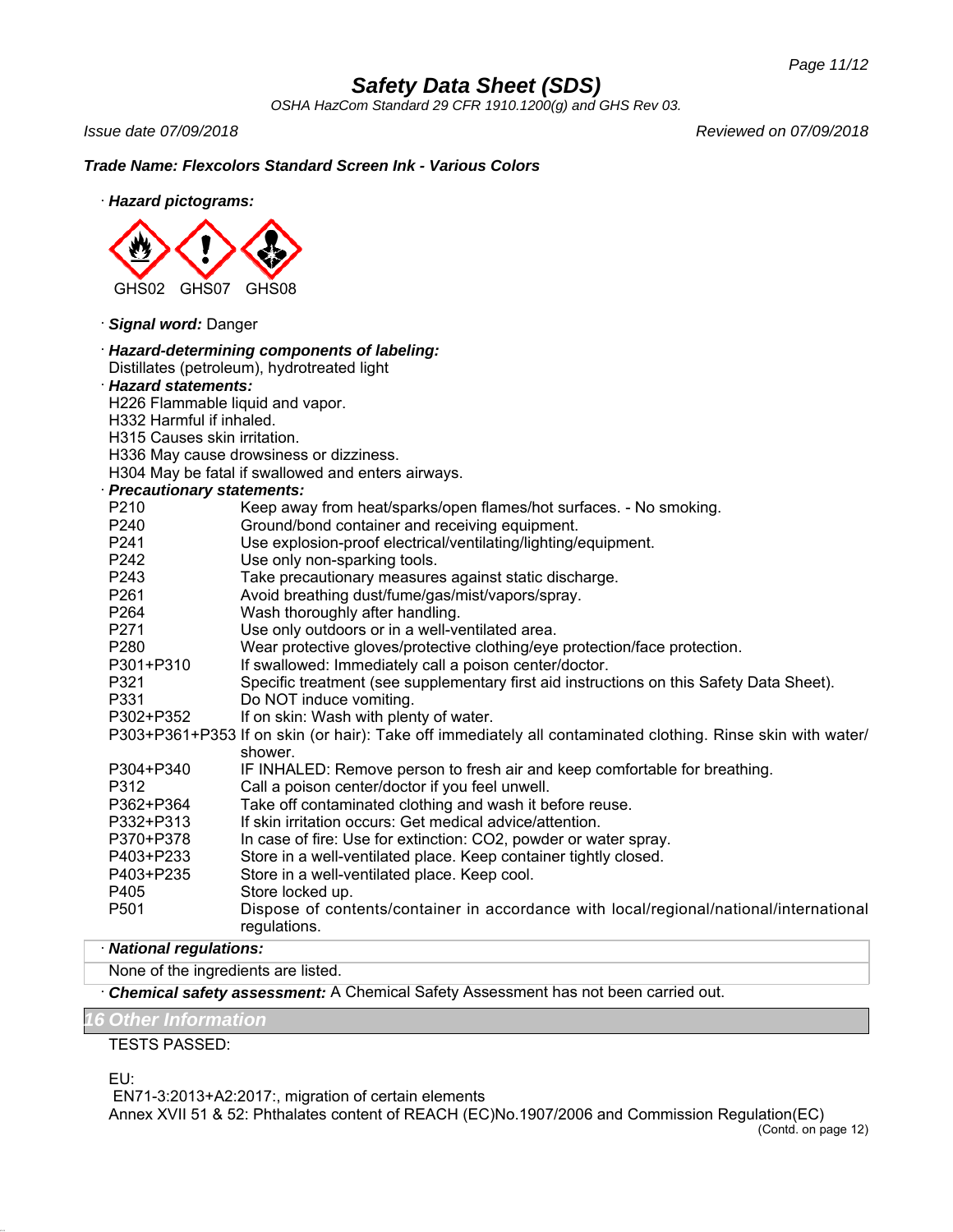**Trade Name: Flexcolors Standard Screen Ink - Various Colors**

· **Hazard pictograms:**

GHS02 GHS07 GHS08

· **Signal word:** Danger

· **Hazard-determining components of labeling:**
Distillates (petroleum), hydrotreated light

· **Hazard statements:**
H226 Flammable liquid and vapor.
H332 Harmful if inhaled.
H315 Causes skin irritation.
H336 May cause drowsiness or dizziness.
H304 May be fatal if swallowed and enters airways.

· **Precautionary statements:**

| | |
|---|---|
| P210 | Keep away from heat/sparks/open flames/hot surfaces. - No smoking. |
| P240 | Ground/bond container and receiving equipment. |
| P241 | Use explosion-proof electrical/ventilating/lighting/equipment. |
| P242 | Use only non-sparking tools. |
| P243 | Take precautionary measures against static discharge. |
| P261 | Avoid breathing dust/fume/gas/mist/vapors/spray. |
| P264 | Wash thoroughly after handling. |
| P271 | Use only outdoors or in a well-ventilated area. |
| P280 | Wear protective gloves/protective clothing/eye protection/face protection. |
| P301+P310 | If swallowed: Immediately call a poison center/doctor. |
| P321 | Specific treatment (see supplementary first aid instructions on this Safety Data Sheet). |
| P331 | Do NOT induce vomiting. |
| P302+P352 | If on skin: Wash with plenty of water. |
| P303+P361+P353 | If on skin (or hair): Take off immediately all contaminated clothing. Rinse skin with water/shower. |
| P304+P340 | IF INHALED: Remove person to fresh air and keep comfortable for breathing. |
| P312 | Call a poison center/doctor if you feel unwell. |
| P362+P364 | Take off contaminated clothing and wash it before reuse. |
| P332+P313 | If skin irritation occurs: Get medical advice/attention. |
| P370+P378 | In case of fire: Use for extinction: CO2, powder or water spray. |
| P403+P233 | Store in a well-ventilated place. Keep container tightly closed. |
| P403+P235 | Store in a well-ventilated place. Keep cool. |
| P405 | Store locked up. |
| P501 | Dispose of contents/container in accordance with local/regional/national/international regulations. |

· **National regulations:**
None of the ingredients are listed.

· **Chemical safety assessment:** A Chemical Safety Assessment has not been carried out.

## 16 Other Information

TESTS PASSED:

EU:
EN71-3:2013+A2:2017:, migration of certain elements
Annex XVII 51 & 52: Phthalates content of REACH (EC)No.1907/2006 and Commission Regulation(EC)

(Contd. on page 12)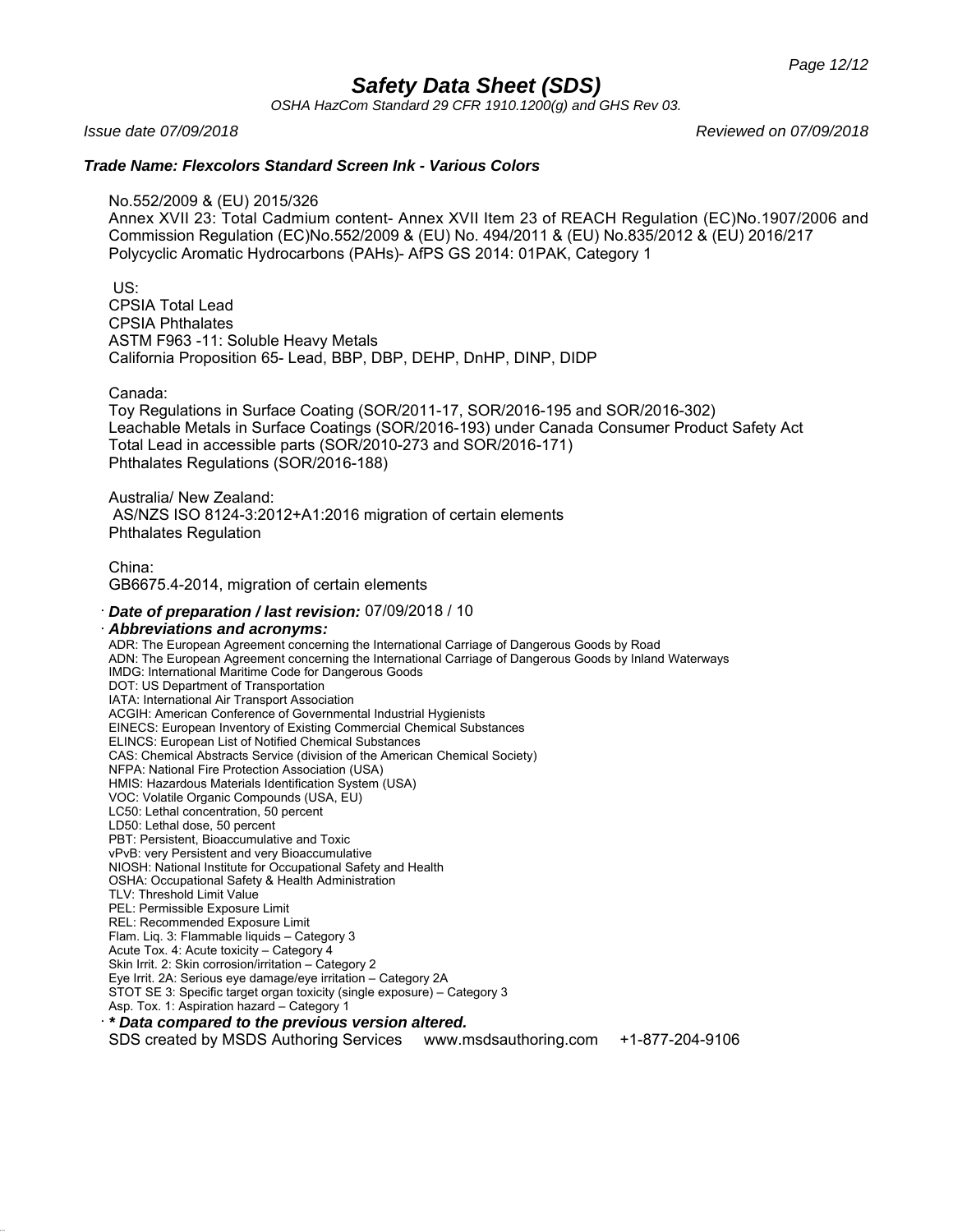No.552/2009 & (EU) 2015/326
Annex XVII 23: Total Cadmium content- Annex XVII Item 23 of REACH Regulation (EC)No.1907/2006 and Commission Regulation (EC)No.552/2009 & (EU) No. 494/2011 & (EU) No.835/2012 & (EU) 2016/217
Polycyclic Aromatic Hydrocarbons (PAHs)- AfPS GS 2014: 01PAK, Category 1

US:
CPSIA Total Lead
CPSIA Phthalates
ASTM F963 -11: Soluble Heavy Metals
California Proposition 65- Lead, BBP, DBP, DEHP, DnHP, DINP, DIDP

Canada:
Toy Regulations in Surface Coating (SOR/2011-17, SOR/2016-195 and SOR/2016-302)
Leachable Metals in Surface Coatings (SOR/2016-193) under Canada Consumer Product Safety Act
Total Lead in accessible parts (SOR/2010-273 and SOR/2016-171)
Phthalates Regulations (SOR/2016-188)

Australia/ New Zealand:
AS/NZS ISO 8124-3:2012+A1:2016 migration of certain elements
Phthalates Regulation

China:
GB6675.4-2014, migration of certain elements

· ***Date of preparation / last revision:*** 07/09/2018 / 10

· ***Abbreviations and acronyms:***

ADR: The European Agreement concerning the International Carriage of Dangerous Goods by Road
ADN: The European Agreement concerning the International Carriage of Dangerous Goods by Inland Waterways
IMDG: International Maritime Code for Dangerous Goods
DOT: US Department of Transportation
IATA: International Air Transport Association
ACGIH: American Conference of Governmental Industrial Hygienists
EINECS: European Inventory of Existing Commercial Chemical Substances
ELINCS: European List of Notified Chemical Substances
CAS: Chemical Abstracts Service (division of the American Chemical Society)
NFPA: National Fire Protection Association (USA)
HMIS: Hazardous Materials Identification System (USA)
VOC: Volatile Organic Compounds (USA, EU)
LC50: Lethal concentration, 50 percent
LD50: Lethal dose, 50 percent
PBT: Persistent, Bioaccumulative and Toxic
vPvB: very Persistent and very Bioaccumulative
NIOSH: National Institute for Occupational Safety and Health
OSHA: Occupational Safety & Health Administration
TLV: Threshold Limit Value
PEL: Permissible Exposure Limit
REL: Recommended Exposure Limit
Flam. Liq. 3: Flammable liquids – Category 3
Acute Tox. 4: Acute toxicity – Category 4
Skin Irrit. 2: Skin corrosion/irritation – Category 2
Eye Irrit. 2A: Serious eye damage/eye irritation – Category 2A
STOT SE 3: Specific target organ toxicity (single exposure) – Category 3
Asp. Tox. 1: Aspiration hazard – Category 1

· ***\* Data compared to the previous version altered.***

SDS created by MSDS Authoring Services www.msdsauthoring.com +1-877-204-9106